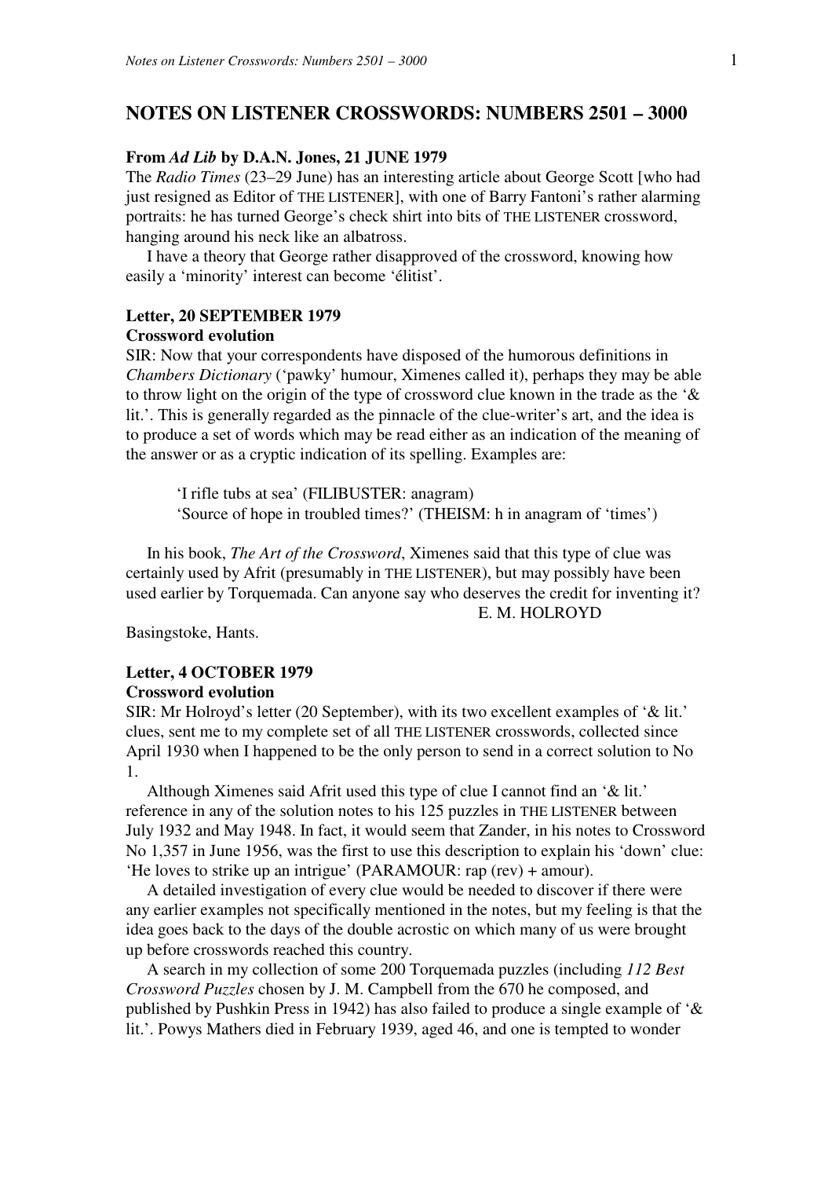# NOTES ON LISTENER CROSSWORDS: NUMBERS 2501 – 3000

**From *Ad Lib* by D.A.N. Jones, 21 JUNE 1979**

The *Radio Times* (23–29 June) has an interesting article about George Scott [who had just resigned as Editor of THE LISTENER], with one of Barry Fantoni's rather alarming portraits: he has turned George's check shirt into bits of THE LISTENER crossword, hanging around his neck like an albatross.

I have a theory that George rather disapproved of the crossword, knowing how easily a 'minority' interest can become 'élitist'.

**Letter, 20 SEPTEMBER 1979**

**Crossword evolution**

SIR: Now that your correspondents have disposed of the humorous definitions in *Chambers Dictionary* ('pawky' humour, Ximenes called it), perhaps they may be able to throw light on the origin of the type of crossword clue known in the trade as the '& lit.'. This is generally regarded as the pinnacle of the clue-writer's art, and the idea is to produce a set of words which may be read either as an indication of the meaning of the answer or as a cryptic indication of its spelling. Examples are:

> 'I rifle tubs at sea' (FILIBUSTER: anagram)
> 'Source of hope in troubled times?' (THEISM: h in anagram of 'times')

In his book, *The Art of the Crossword*, Ximenes said that this type of clue was certainly used by Afrit (presumably in THE LISTENER), but may possibly have been used earlier by Torquemada. Can anyone say who deserves the credit for inventing it?

E. M. HOLROYD

Basingstoke, Hants.

**Letter, 4 OCTOBER 1979**

**Crossword evolution**

SIR: Mr Holroyd's letter (20 September), with its two excellent examples of '& lit.' clues, sent me to my complete set of all THE LISTENER crosswords, collected since April 1930 when I happened to be the only person to send in a correct solution to No 1.

Although Ximenes said Afrit used this type of clue I cannot find an '& lit.' reference in any of the solution notes to his 125 puzzles in THE LISTENER between July 1932 and May 1948. In fact, it would seem that Zander, in his notes to Crossword No 1,357 in June 1956, was the first to use this description to explain his 'down' clue: 'He loves to strike up an intrigue' (PARAMOUR: rap (rev) + amour).

A detailed investigation of every clue would be needed to discover if there were any earlier examples not specifically mentioned in the notes, but my feeling is that the idea goes back to the days of the double acrostic on which many of us were brought up before crosswords reached this country.

A search in my collection of some 200 Torquemada puzzles (including *112 Best Crossword Puzzles* chosen by J. M. Campbell from the 670 he composed, and published by Pushkin Press in 1942) has also failed to produce a single example of '& lit.'. Powys Mathers died in February 1939, aged 46, and one is tempted to wonder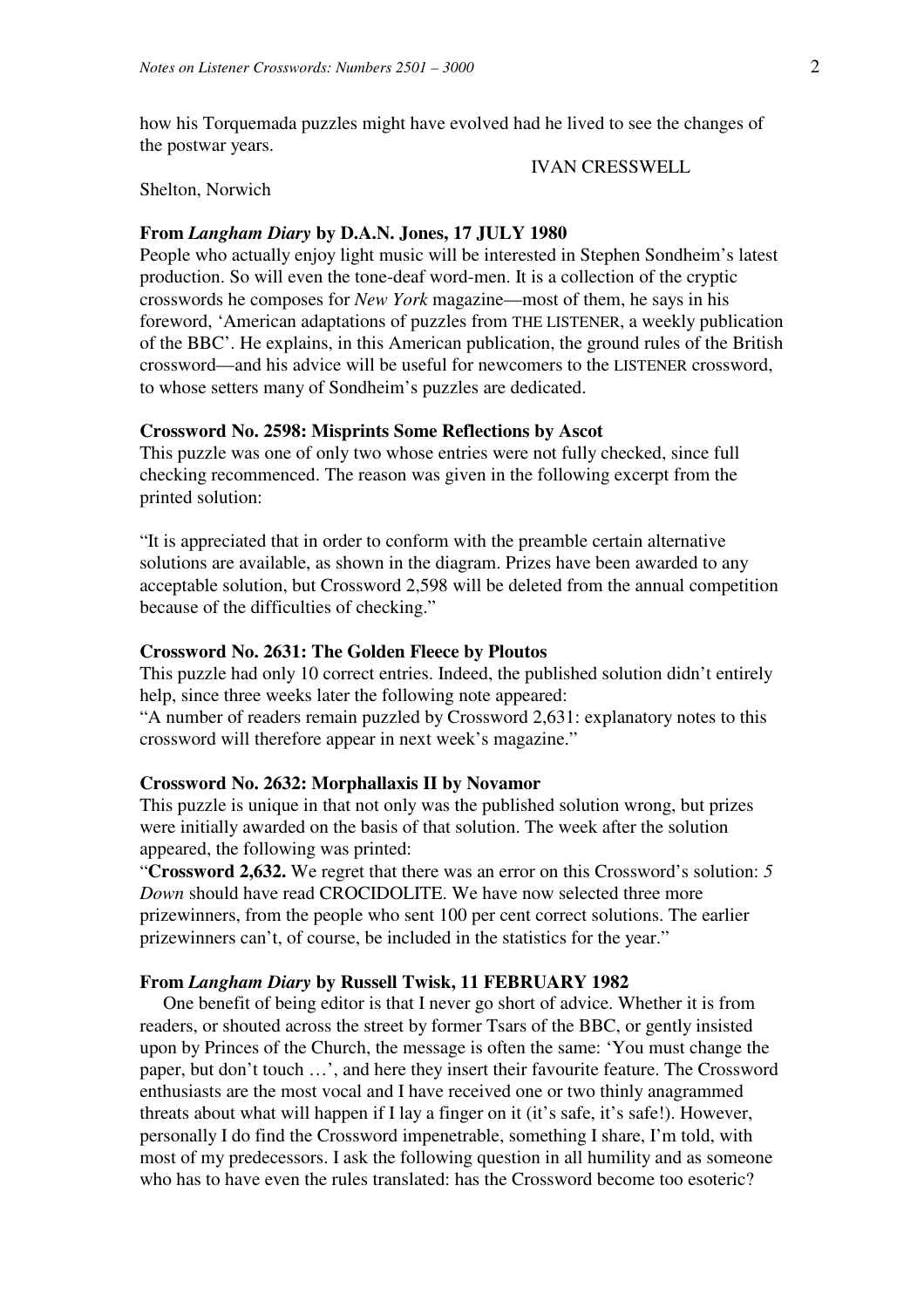how his Torquemada puzzles might have evolved had he lived to see the changes of the postwar years.

IVAN CRESSWELL

Shelton, Norwich

**From *Langham Diary* by D.A.N. Jones, 17 JULY 1980**

People who actually enjoy light music will be interested in Stephen Sondheim's latest production. So will even the tone-deaf word-men. It is a collection of the cryptic crosswords he composes for *New York* magazine—most of them, he says in his foreword, 'American adaptations of puzzles from THE LISTENER, a weekly publication of the BBC'. He explains, in this American publication, the ground rules of the British crossword—and his advice will be useful for newcomers to the LISTENER crossword, to whose setters many of Sondheim's puzzles are dedicated.

**Crossword No. 2598: Misprints Some Reflections by Ascot**

This puzzle was one of only two whose entries were not fully checked, since full checking recommenced. The reason was given in the following excerpt from the printed solution:

"It is appreciated that in order to conform with the preamble certain alternative solutions are available, as shown in the diagram. Prizes have been awarded to any acceptable solution, but Crossword 2,598 will be deleted from the annual competition because of the difficulties of checking."

**Crossword No. 2631: The Golden Fleece by Ploutos**

This puzzle had only 10 correct entries. Indeed, the published solution didn't entirely help, since three weeks later the following note appeared:

"A number of readers remain puzzled by Crossword 2,631: explanatory notes to this crossword will therefore appear in next week's magazine."

**Crossword No. 2632: Morphallaxis II by Novamor**

This puzzle is unique in that not only was the published solution wrong, but prizes were initially awarded on the basis of that solution. The week after the solution appeared, the following was printed:

"**Crossword 2,632.** We regret that there was an error on this Crossword's solution: *5 Down* should have read CROCIDOLITE. We have now selected three more prizewinners, from the people who sent 100 per cent correct solutions. The earlier prizewinners can't, of course, be included in the statistics for the year."

**From *Langham Diary* by Russell Twisk, 11 FEBRUARY 1982**

One benefit of being editor is that I never go short of advice. Whether it is from readers, or shouted across the street by former Tsars of the BBC, or gently insisted upon by Princes of the Church, the message is often the same: 'You must change the paper, but don't touch …', and here they insert their favourite feature. The Crossword enthusiasts are the most vocal and I have received one or two thinly anagrammed threats about what will happen if I lay a finger on it (it's safe, it's safe!). However, personally I do find the Crossword impenetrable, something I share, I'm told, with most of my predecessors. I ask the following question in all humility and as someone who has to have even the rules translated: has the Crossword become too esoteric?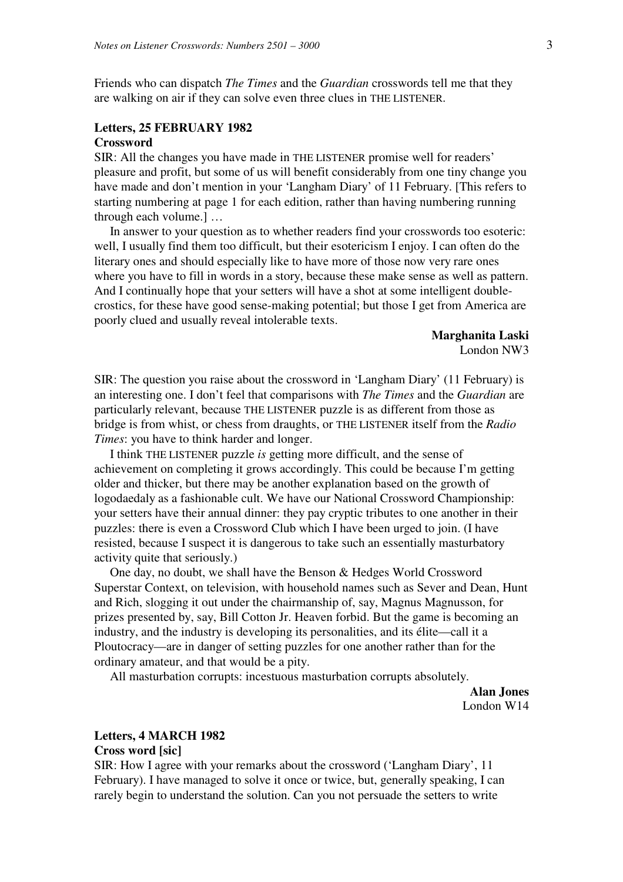Friends who can dispatch *The Times* and the *Guardian* crosswords tell me that they are walking on air if they can solve even three clues in THE LISTENER.

**Letters, 25 FEBRUARY 1982**
**Crossword**

SIR: All the changes you have made in THE LISTENER promise well for readers' pleasure and profit, but some of us will benefit considerably from one tiny change you have made and don't mention in your 'Langham Diary' of 11 February. [This refers to starting numbering at page 1 for each edition, rather than having numbering running through each volume.] …

In answer to your question as to whether readers find your crosswords too esoteric: well, I usually find them too difficult, but their esotericism I enjoy. I can often do the literary ones and should especially like to have more of those now very rare ones where you have to fill in words in a story, because these make sense as well as pattern. And I continually hope that your setters will have a shot at some intelligent double-crostics, for these have good sense-making potential; but those I get from America are poorly clued and usually reveal intolerable texts.

**Marghanita Laski**
London NW3

SIR: The question you raise about the crossword in 'Langham Diary' (11 February) is an interesting one. I don't feel that comparisons with *The Times* and the *Guardian* are particularly relevant, because THE LISTENER puzzle is as different from those as bridge is from whist, or chess from draughts, or THE LISTENER itself from the *Radio Times*: you have to think harder and longer.

I think THE LISTENER puzzle *is* getting more difficult, and the sense of achievement on completing it grows accordingly. This could be because I'm getting older and thicker, but there may be another explanation based on the growth of logodaedaly as a fashionable cult. We have our National Crossword Championship: your setters have their annual dinner: they pay cryptic tributes to one another in their puzzles: there is even a Crossword Club which I have been urged to join. (I have resisted, because I suspect it is dangerous to take such an essentially masturbatory activity quite that seriously.)

One day, no doubt, we shall have the Benson & Hedges World Crossword Superstar Context, on television, with household names such as Sever and Dean, Hunt and Rich, slogging it out under the chairmanship of, say, Magnus Magnusson, for prizes presented by, say, Bill Cotton Jr. Heaven forbid. But the game is becoming an industry, and the industry is developing its personalities, and its élite—call it a Ploutocracy—are in danger of setting puzzles for one another rather than for the ordinary amateur, and that would be a pity.

All masturbation corrupts: incestuous masturbation corrupts absolutely.

**Alan Jones**
London W14

**Letters, 4 MARCH 1982**
**Cross word [sic]**

SIR: How I agree with your remarks about the crossword ('Langham Diary', 11 February). I have managed to solve it once or twice, but, generally speaking, I can rarely begin to understand the solution. Can you not persuade the setters to write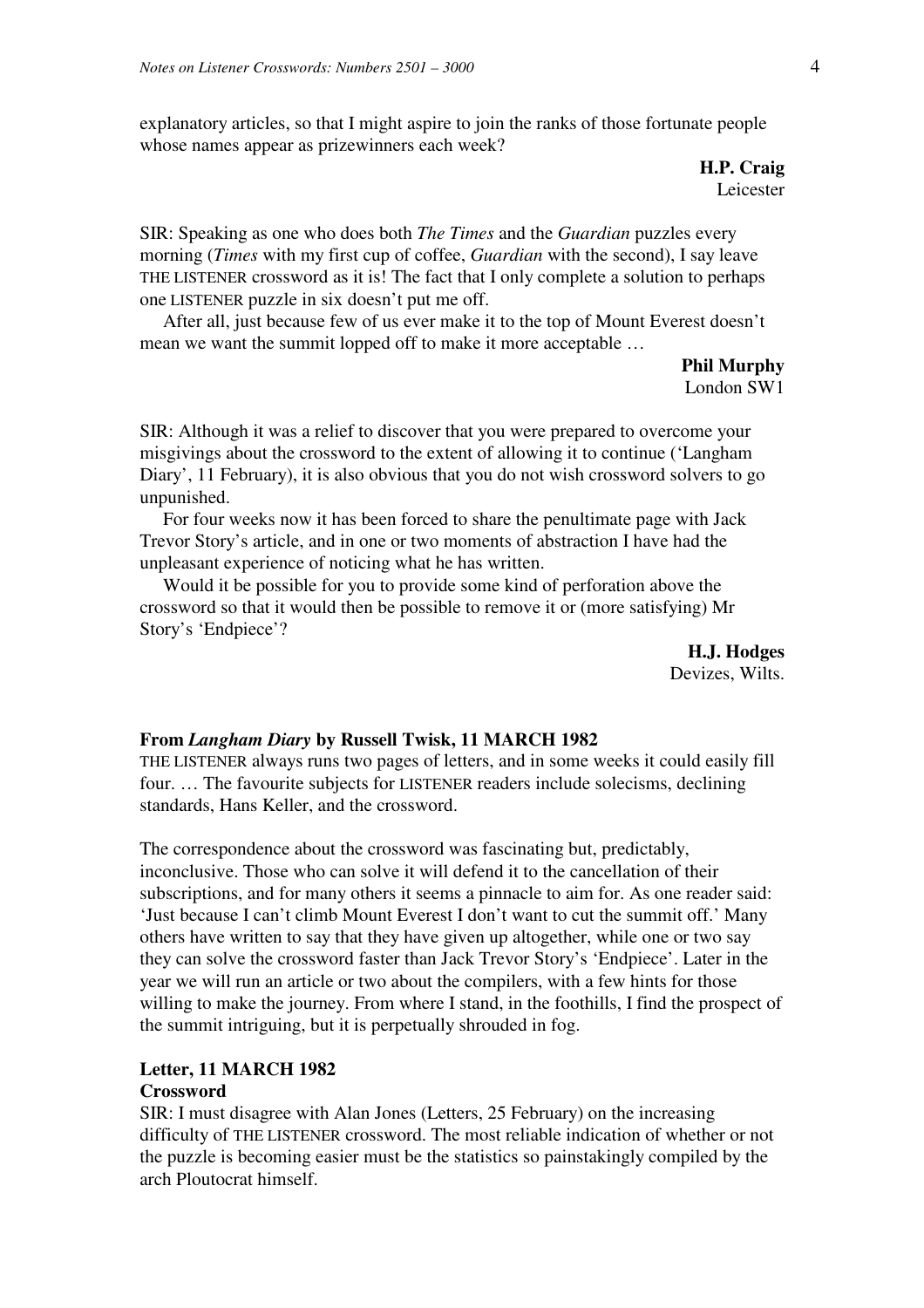explanatory articles, so that I might aspire to join the ranks of those fortunate people whose names appear as prizewinners each week?

**H.P. Craig**
Leicester

SIR: Speaking as one who does both *The Times* and the *Guardian* puzzles every morning (*Times* with my first cup of coffee, *Guardian* with the second), I say leave THE LISTENER crossword as it is! The fact that I only complete a solution to perhaps one LISTENER puzzle in six doesn't put me off.

After all, just because few of us ever make it to the top of Mount Everest doesn't mean we want the summit lopped off to make it more acceptable …

**Phil Murphy**
London SW1

SIR: Although it was a relief to discover that you were prepared to overcome your misgivings about the crossword to the extent of allowing it to continue ('Langham Diary', 11 February), it is also obvious that you do not wish crossword solvers to go unpunished.

For four weeks now it has been forced to share the penultimate page with Jack Trevor Story's article, and in one or two moments of abstraction I have had the unpleasant experience of noticing what he has written.

Would it be possible for you to provide some kind of perforation above the crossword so that it would then be possible to remove it or (more satisfying) Mr Story's 'Endpiece'?

**H.J. Hodges**
Devizes, Wilts.

**From *Langham Diary* by Russell Twisk, 11 MARCH 1982**

THE LISTENER always runs two pages of letters, and in some weeks it could easily fill four. … The favourite subjects for LISTENER readers include solecisms, declining standards, Hans Keller, and the crossword.

The correspondence about the crossword was fascinating but, predictably, inconclusive. Those who can solve it will defend it to the cancellation of their subscriptions, and for many others it seems a pinnacle to aim for. As one reader said: 'Just because I can't climb Mount Everest I don't want to cut the summit off.' Many others have written to say that they have given up altogether, while one or two say they can solve the crossword faster than Jack Trevor Story's 'Endpiece'. Later in the year we will run an article or two about the compilers, with a few hints for those willing to make the journey. From where I stand, in the foothills, I find the prospect of the summit intriguing, but it is perpetually shrouded in fog.

**Letter, 11 MARCH 1982**
**Crossword**

SIR: I must disagree with Alan Jones (Letters, 25 February) on the increasing difficulty of THE LISTENER crossword. The most reliable indication of whether or not the puzzle is becoming easier must be the statistics so painstakingly compiled by the arch Ploutocrat himself.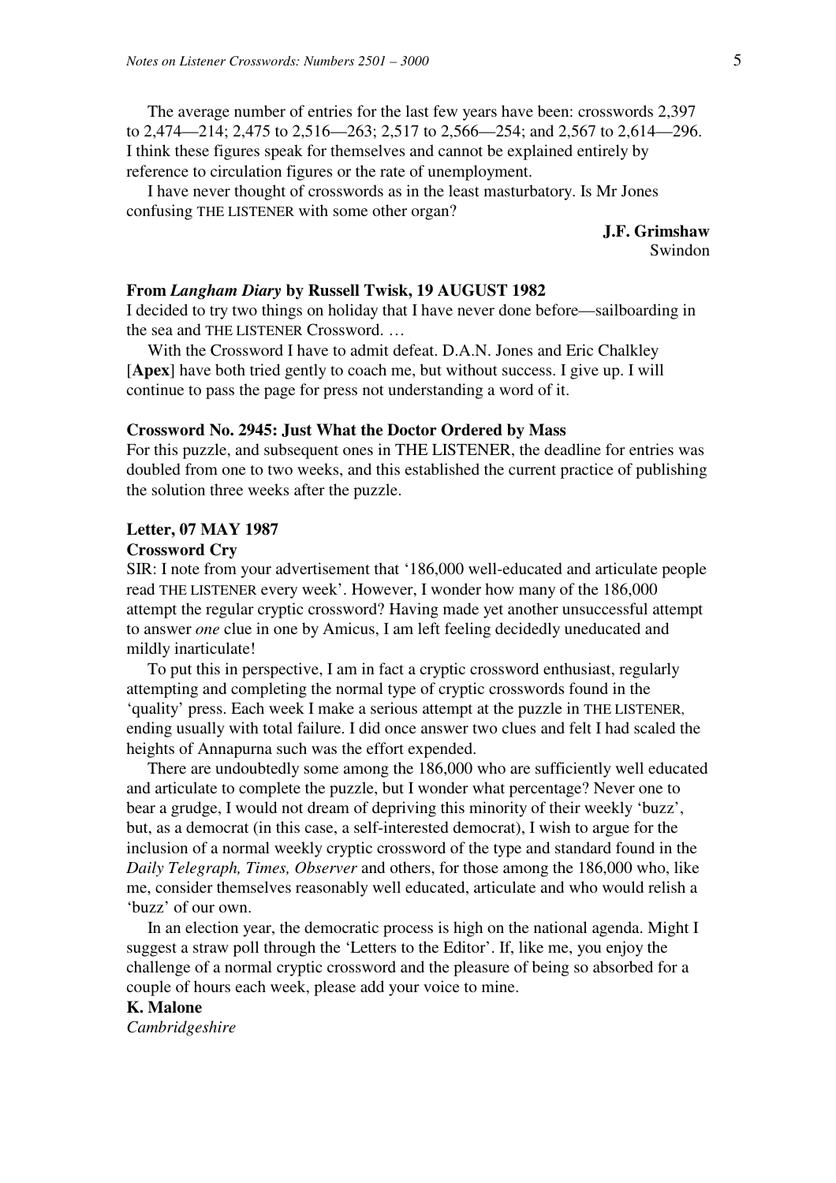The average number of entries for the last few years have been: crosswords 2,397 to 2,474—214; 2,475 to 2,516—263; 2,517 to 2,566—254; and 2,567 to 2,614—296. I think these figures speak for themselves and cannot be explained entirely by reference to circulation figures or the rate of unemployment.

I have never thought of crosswords as in the least masturbatory. Is Mr Jones confusing THE LISTENER with some other organ?

**J.F. Grimshaw**
Swindon

**From *Langham Diary* by Russell Twisk, 19 AUGUST 1982**

I decided to try two things on holiday that I have never done before—sailboarding in the sea and THE LISTENER Crossword. …

With the Crossword I have to admit defeat. D.A.N. Jones and Eric Chalkley [**Apex**] have both tried gently to coach me, but without success. I give up. I will continue to pass the page for press not understanding a word of it.

**Crossword No. 2945: Just What the Doctor Ordered by Mass**

For this puzzle, and subsequent ones in THE LISTENER, the deadline for entries was doubled from one to two weeks, and this established the current practice of publishing the solution three weeks after the puzzle.

**Letter, 07 MAY 1987**

**Crossword Cry**

SIR: I note from your advertisement that '186,000 well-educated and articulate people read THE LISTENER every week'. However, I wonder how many of the 186,000 attempt the regular cryptic crossword? Having made yet another unsuccessful attempt to answer *one* clue in one by Amicus, I am left feeling decidedly uneducated and mildly inarticulate!

To put this in perspective, I am in fact a cryptic crossword enthusiast, regularly attempting and completing the normal type of cryptic crosswords found in the 'quality' press. Each week I make a serious attempt at the puzzle in THE LISTENER, ending usually with total failure. I did once answer two clues and felt I had scaled the heights of Annapurna such was the effort expended.

There are undoubtedly some among the 186,000 who are sufficiently well educated and articulate to complete the puzzle, but I wonder what percentage? Never one to bear a grudge, I would not dream of depriving this minority of their weekly 'buzz', but, as a democrat (in this case, a self-interested democrat), I wish to argue for the inclusion of a normal weekly cryptic crossword of the type and standard found in the *Daily Telegraph, Times, Observer* and others, for those among the 186,000 who, like me, consider themselves reasonably well educated, articulate and who would relish a 'buzz' of our own.

In an election year, the democratic process is high on the national agenda. Might I suggest a straw poll through the 'Letters to the Editor'. If, like me, you enjoy the challenge of a normal cryptic crossword and the pleasure of being so absorbed for a couple of hours each week, please add your voice to mine.

**K. Malone**
*Cambridgeshire*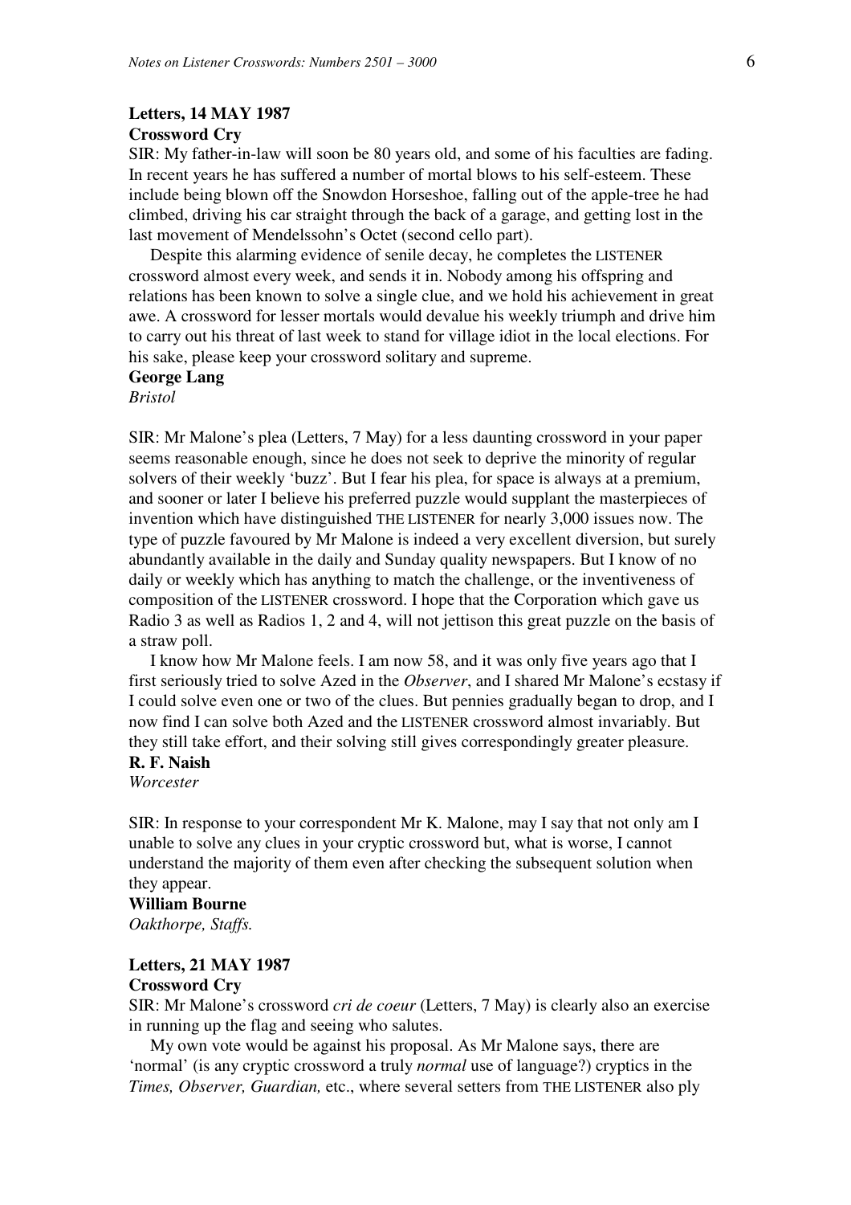**Letters, 14 MAY 1987**

**Crossword Cry**

SIR: My father-in-law will soon be 80 years old, and some of his faculties are fading. In recent years he has suffered a number of mortal blows to his self-esteem. These include being blown off the Snowdon Horseshoe, falling out of the apple-tree he had climbed, driving his car straight through the back of a garage, and getting lost in the last movement of Mendelssohn's Octet (second cello part).

Despite this alarming evidence of senile decay, he completes the LISTENER crossword almost every week, and sends it in. Nobody among his offspring and relations has been known to solve a single clue, and we hold his achievement in great awe. A crossword for lesser mortals would devalue his weekly triumph and drive him to carry out his threat of last week to stand for village idiot in the local elections. For his sake, please keep your crossword solitary and supreme.

**George Lang**
*Bristol*

SIR: Mr Malone's plea (Letters, 7 May) for a less daunting crossword in your paper seems reasonable enough, since he does not seek to deprive the minority of regular solvers of their weekly 'buzz'. But I fear his plea, for space is always at a premium, and sooner or later I believe his preferred puzzle would supplant the masterpieces of invention which have distinguished THE LISTENER for nearly 3,000 issues now. The type of puzzle favoured by Mr Malone is indeed a very excellent diversion, but surely abundantly available in the daily and Sunday quality newspapers. But I know of no daily or weekly which has anything to match the challenge, or the inventiveness of composition of the LISTENER crossword. I hope that the Corporation which gave us Radio 3 as well as Radios 1, 2 and 4, will not jettison this great puzzle on the basis of a straw poll.

I know how Mr Malone feels. I am now 58, and it was only five years ago that I first seriously tried to solve Azed in the *Observer*, and I shared Mr Malone's ecstasy if I could solve even one or two of the clues. But pennies gradually began to drop, and I now find I can solve both Azed and the LISTENER crossword almost invariably. But they still take effort, and their solving still gives correspondingly greater pleasure.

**R. F. Naish**
*Worcester*

SIR: In response to your correspondent Mr K. Malone, may I say that not only am I unable to solve any clues in your cryptic crossword but, what is worse, I cannot understand the majority of them even after checking the subsequent solution when they appear.

**William Bourne**
*Oakthorpe, Staffs.*

**Letters, 21 MAY 1987**

**Crossword Cry**

SIR: Mr Malone's crossword *cri de coeur* (Letters, 7 May) is clearly also an exercise in running up the flag and seeing who salutes.

My own vote would be against his proposal. As Mr Malone says, there are 'normal' (is any cryptic crossword a truly *normal* use of language?) cryptics in the *Times, Observer, Guardian,* etc., where several setters from THE LISTENER also ply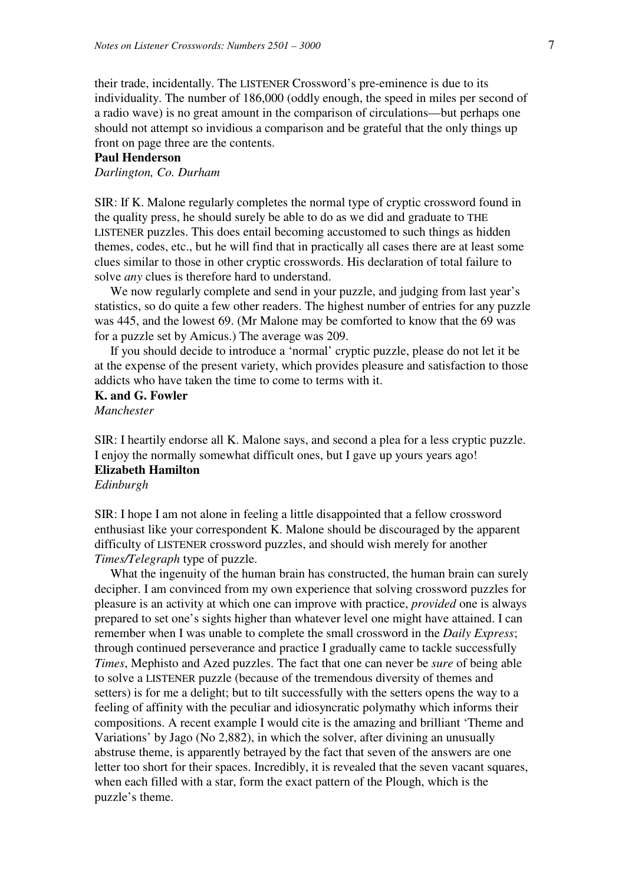their trade, incidentally. The LISTENER Crossword's pre-eminence is due to its individuality. The number of 186,000 (oddly enough, the speed in miles per second of a radio wave) is no great amount in the comparison of circulations—but perhaps one should not attempt so invidious a comparison and be grateful that the only things up front on page three are the contents.

**Paul Henderson**
*Darlington, Co. Durham*

SIR: If K. Malone regularly completes the normal type of cryptic crossword found in the quality press, he should surely be able to do as we did and graduate to THE LISTENER puzzles. This does entail becoming accustomed to such things as hidden themes, codes, etc., but he will find that in practically all cases there are at least some clues similar to those in other cryptic crosswords. His declaration of total failure to solve *any* clues is therefore hard to understand.

We now regularly complete and send in your puzzle, and judging from last year's statistics, so do quite a few other readers. The highest number of entries for any puzzle was 445, and the lowest 69. (Mr Malone may be comforted to know that the 69 was for a puzzle set by Amicus.) The average was 209.

If you should decide to introduce a 'normal' cryptic puzzle, please do not let it be at the expense of the present variety, which provides pleasure and satisfaction to those addicts who have taken the time to come to terms with it.

**K. and G. Fowler**
*Manchester*

SIR: I heartily endorse all K. Malone says, and second a plea for a less cryptic puzzle. I enjoy the normally somewhat difficult ones, but I gave up yours years ago!

**Elizabeth Hamilton**
*Edinburgh*

SIR: I hope I am not alone in feeling a little disappointed that a fellow crossword enthusiast like your correspondent K. Malone should be discouraged by the apparent difficulty of LISTENER crossword puzzles, and should wish merely for another *Times/Telegraph* type of puzzle.

What the ingenuity of the human brain has constructed, the human brain can surely decipher. I am convinced from my own experience that solving crossword puzzles for pleasure is an activity at which one can improve with practice, *provided* one is always prepared to set one's sights higher than whatever level one might have attained. I can remember when I was unable to complete the small crossword in the *Daily Express*; through continued perseverance and practice I gradually came to tackle successfully *Times*, Mephisto and Azed puzzles. The fact that one can never be *sure* of being able to solve a LISTENER puzzle (because of the tremendous diversity of themes and setters) is for me a delight; but to tilt successfully with the setters opens the way to a feeling of affinity with the peculiar and idiosyncratic polymathy which informs their compositions. A recent example I would cite is the amazing and brilliant 'Theme and Variations' by Jago (No 2,882), in which the solver, after divining an unusually abstruse theme, is apparently betrayed by the fact that seven of the answers are one letter too short for their spaces. Incredibly, it is revealed that the seven vacant squares, when each filled with a star, form the exact pattern of the Plough, which is the puzzle's theme.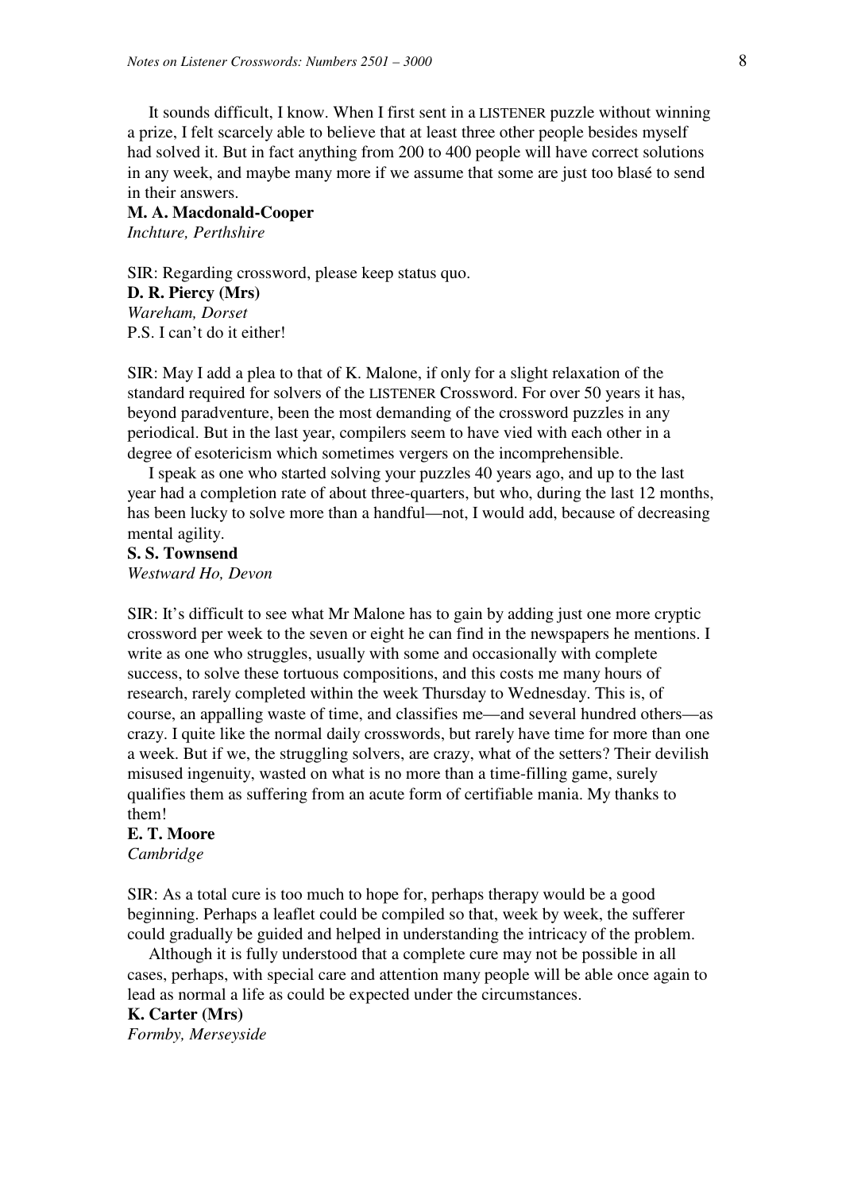It sounds difficult, I know. When I first sent in a LISTENER puzzle without winning a prize, I felt scarcely able to believe that at least three other people besides myself had solved it. But in fact anything from 200 to 400 people will have correct solutions in any week, and maybe many more if we assume that some are just too blasé to send in their answers.

**M. A. Macdonald-Cooper**
*Inchture, Perthshire*

SIR: Regarding crossword, please keep status quo.
**D. R. Piercy (Mrs)**
*Wareham, Dorset*
P.S. I can't do it either!

SIR: May I add a plea to that of K. Malone, if only for a slight relaxation of the standard required for solvers of the LISTENER Crossword. For over 50 years it has, beyond paradventure, been the most demanding of the crossword puzzles in any periodical. But in the last year, compilers seem to have vied with each other in a degree of esotericism which sometimes vergers on the incomprehensible.

I speak as one who started solving your puzzles 40 years ago, and up to the last year had a completion rate of about three-quarters, but who, during the last 12 months, has been lucky to solve more than a handful—not, I would add, because of decreasing mental agility.

**S. S. Townsend**
*Westward Ho, Devon*

SIR: It's difficult to see what Mr Malone has to gain by adding just one more cryptic crossword per week to the seven or eight he can find in the newspapers he mentions. I write as one who struggles, usually with some and occasionally with complete success, to solve these tortuous compositions, and this costs me many hours of research, rarely completed within the week Thursday to Wednesday. This is, of course, an appalling waste of time, and classifies me—and several hundred others—as crazy. I quite like the normal daily crosswords, but rarely have time for more than one a week. But if we, the struggling solvers, are crazy, what of the setters? Their devilish misused ingenuity, wasted on what is no more than a time-filling game, surely qualifies them as suffering from an acute form of certifiable mania. My thanks to them!

**E. T. Moore**
*Cambridge*

SIR: As a total cure is too much to hope for, perhaps therapy would be a good beginning. Perhaps a leaflet could be compiled so that, week by week, the sufferer could gradually be guided and helped in understanding the intricacy of the problem.

Although it is fully understood that a complete cure may not be possible in all cases, perhaps, with special care and attention many people will be able once again to lead as normal a life as could be expected under the circumstances.

**K. Carter (Mrs)**
*Formby, Merseyside*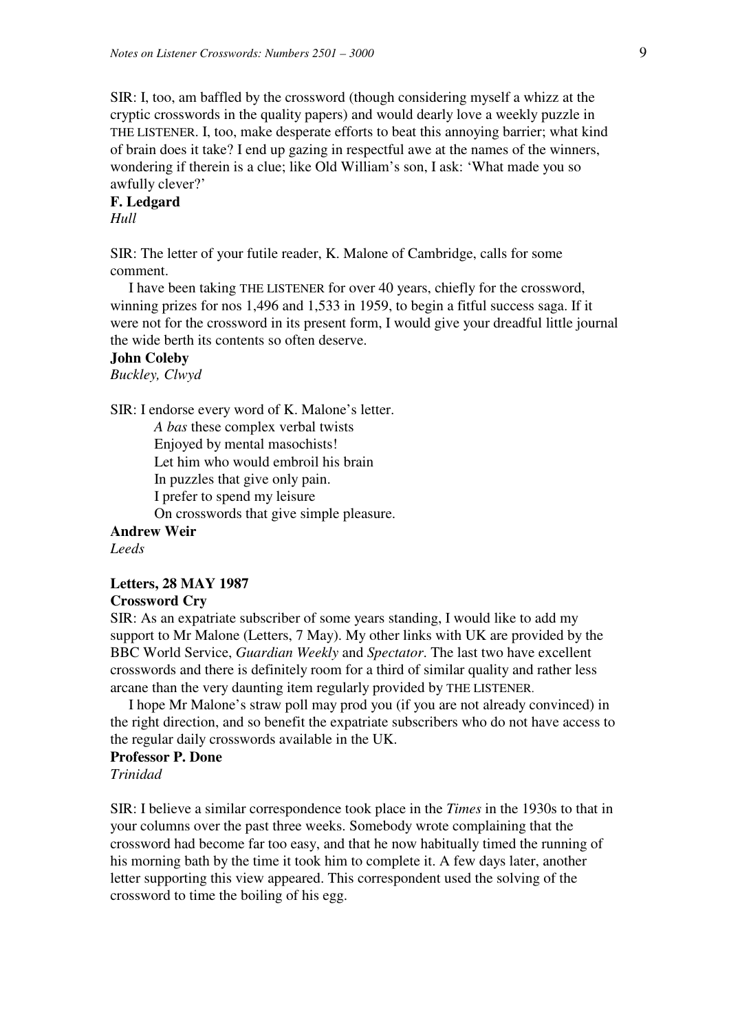SIR: I, too, am baffled by the crossword (though considering myself a whizz at the cryptic crosswords in the quality papers) and would dearly love a weekly puzzle in THE LISTENER. I, too, make desperate efforts to beat this annoying barrier; what kind of brain does it take? I end up gazing in respectful awe at the names of the winners, wondering if therein is a clue; like Old William's son, I ask: 'What made you so awfully clever?'

**F. Ledgard**
*Hull*

SIR: The letter of your futile reader, K. Malone of Cambridge, calls for some comment.

I have been taking THE LISTENER for over 40 years, chiefly for the crossword, winning prizes for nos 1,496 and 1,533 in 1959, to begin a fitful success saga. If it were not for the crossword in its present form, I would give your dreadful little journal the wide berth its contents so often deserve.

**John Coleby**
*Buckley, Clwyd*

SIR: I endorse every word of K. Malone's letter.

> *A bas* these complex verbal twists
> Enjoyed by mental masochists!
> Let him who would embroil his brain
> In puzzles that give only pain.
> I prefer to spend my leisure
> On crosswords that give simple pleasure.

**Andrew Weir**
*Leeds*

**Letters, 28 MAY 1987**

**Crossword Cry**

SIR: As an expatriate subscriber of some years standing, I would like to add my support to Mr Malone (Letters, 7 May). My other links with UK are provided by the BBC World Service, *Guardian Weekly* and *Spectator*. The last two have excellent crosswords and there is definitely room for a third of similar quality and rather less arcane than the very daunting item regularly provided by THE LISTENER.

I hope Mr Malone's straw poll may prod you (if you are not already convinced) in the right direction, and so benefit the expatriate subscribers who do not have access to the regular daily crosswords available in the UK.

**Professor P. Done**
*Trinidad*

SIR: I believe a similar correspondence took place in the *Times* in the 1930s to that in your columns over the past three weeks. Somebody wrote complaining that the crossword had become far too easy, and that he now habitually timed the running of his morning bath by the time it took him to complete it. A few days later, another letter supporting this view appeared. This correspondent used the solving of the crossword to time the boiling of his egg.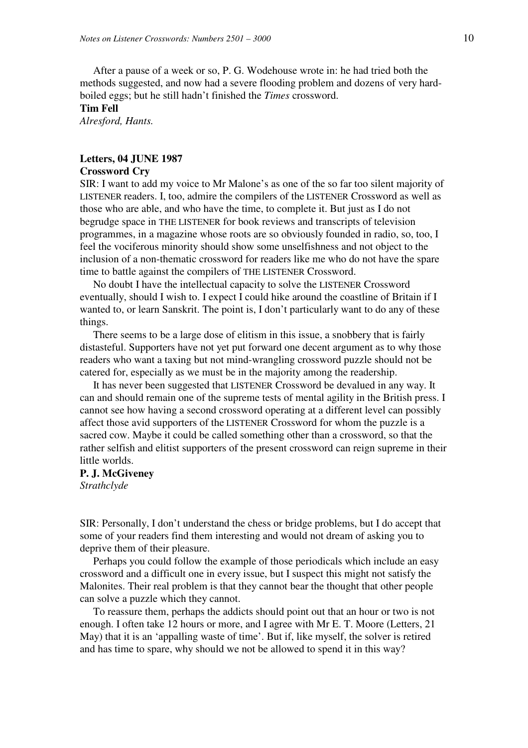After a pause of a week or so, P. G. Wodehouse wrote in: he had tried both the methods suggested, and now had a severe flooding problem and dozens of very hard-boiled eggs; but he still hadn't finished the *Times* crossword.

**Tim Fell**
*Alresford, Hants.*

**Letters, 04 JUNE 1987**
**Crossword Cry**

SIR: I want to add my voice to Mr Malone's as one of the so far too silent majority of LISTENER readers. I, too, admire the compilers of the LISTENER Crossword as well as those who are able, and who have the time, to complete it. But just as I do not begrudge space in THE LISTENER for book reviews and transcripts of television programmes, in a magazine whose roots are so obviously founded in radio, so, too, I feel the vociferous minority should show some unselfishness and not object to the inclusion of a non-thematic crossword for readers like me who do not have the spare time to battle against the compilers of THE LISTENER Crossword.

No doubt I have the intellectual capacity to solve the LISTENER Crossword eventually, should I wish to. I expect I could hike around the coastline of Britain if I wanted to, or learn Sanskrit. The point is, I don't particularly want to do any of these things.

There seems to be a large dose of elitism in this issue, a snobbery that is fairly distasteful. Supporters have not yet put forward one decent argument as to why those readers who want a taxing but not mind-wrangling crossword puzzle should not be catered for, especially as we must be in the majority among the readership.

It has never been suggested that LISTENER Crossword be devalued in any way. It can and should remain one of the supreme tests of mental agility in the British press. I cannot see how having a second crossword operating at a different level can possibly affect those avid supporters of the LISTENER Crossword for whom the puzzle is a sacred cow. Maybe it could be called something other than a crossword, so that the rather selfish and elitist supporters of the present crossword can reign supreme in their little worlds.

**P. J. McGiveney**
*Strathclyde*

SIR: Personally, I don't understand the chess or bridge problems, but I do accept that some of your readers find them interesting and would not dream of asking you to deprive them of their pleasure.

Perhaps you could follow the example of those periodicals which include an easy crossword and a difficult one in every issue, but I suspect this might not satisfy the Malonites. Their real problem is that they cannot bear the thought that other people can solve a puzzle which they cannot.

To reassure them, perhaps the addicts should point out that an hour or two is not enough. I often take 12 hours or more, and I agree with Mr E. T. Moore (Letters, 21 May) that it is an 'appalling waste of time'. But if, like myself, the solver is retired and has time to spare, why should we not be allowed to spend it in this way?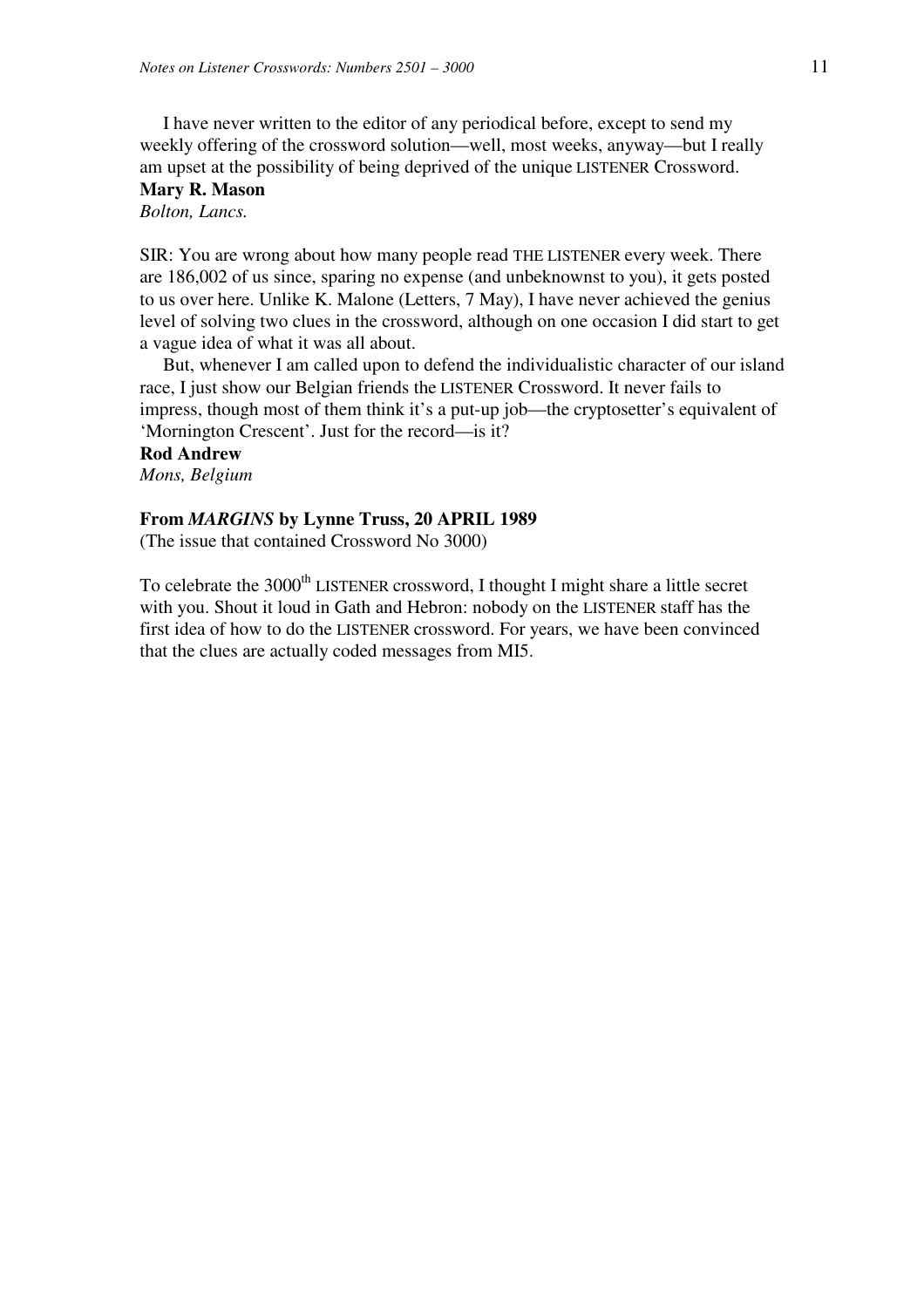I have never written to the editor of any periodical before, except to send my weekly offering of the crossword solution—well, most weeks, anyway—but I really am upset at the possibility of being deprived of the unique LISTENER Crossword.

**Mary R. Mason**
*Bolton, Lancs.*

SIR: You are wrong about how many people read THE LISTENER every week. There are 186,002 of us since, sparing no expense (and unbeknownst to you), it gets posted to us over here. Unlike K. Malone (Letters, 7 May), I have never achieved the genius level of solving two clues in the crossword, although on one occasion I did start to get a vague idea of what it was all about.

But, whenever I am called upon to defend the individualistic character of our island race, I just show our Belgian friends the LISTENER Crossword. It never fails to impress, though most of them think it's a put-up job—the cryptosetter's equivalent of 'Mornington Crescent'. Just for the record—is it?

**Rod Andrew**
*Mons, Belgium*

**From *MARGINS* by Lynne Truss, 20 APRIL 1989**
(The issue that contained Crossword No 3000)

To celebrate the 3000th LISTENER crossword, I thought I might share a little secret with you. Shout it loud in Gath and Hebron: nobody on the LISTENER staff has the first idea of how to do the LISTENER crossword. For years, we have been convinced that the clues are actually coded messages from MI5.